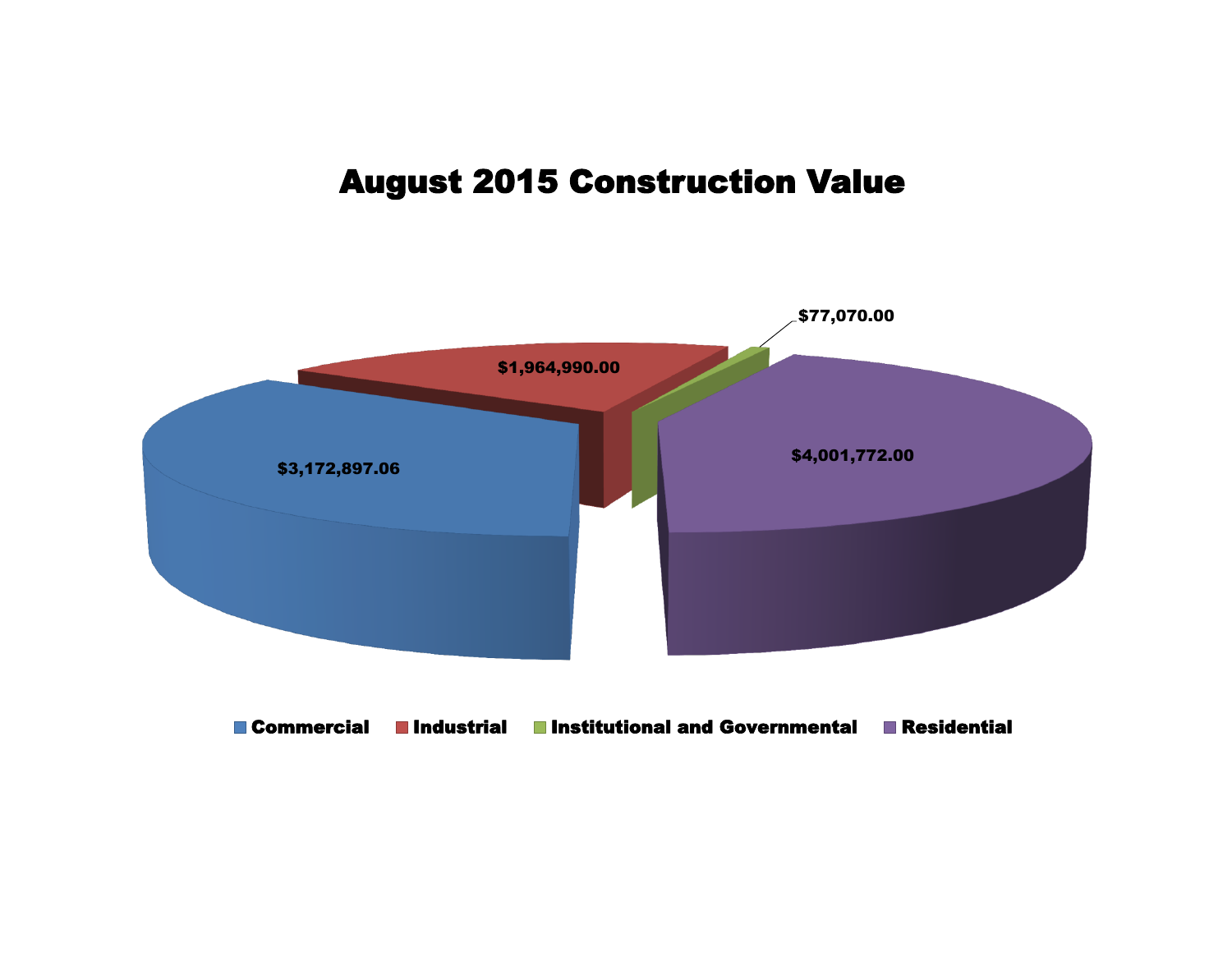# August 2015 Construction Value

$3,172,897.06

$1,964,990.00

$77,070.00

$4,001,772.00

Commercial | Industrial | Institutional and Governmental | Residential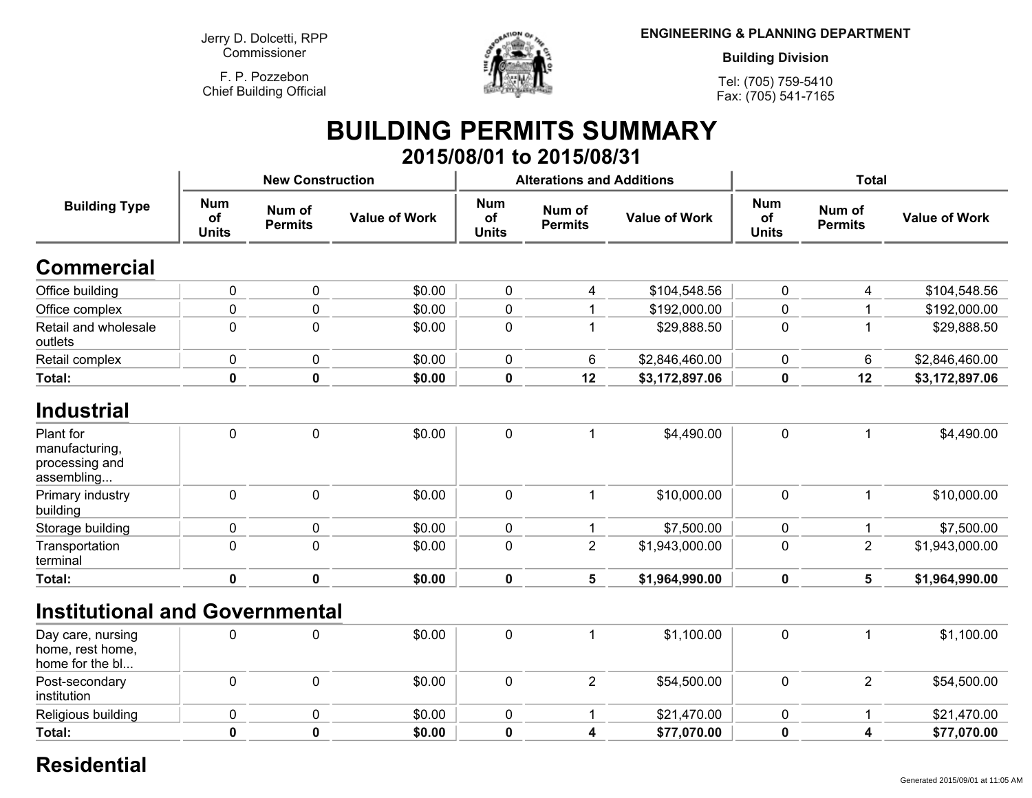Jerry D. Dolcetti, RPP
Commissioner

F. P. Pozzebon
Chief Building Official

**ENGINEERING & PLANNING DEPARTMENT**

**Building Division**

Tel: (705) 759-5410
Fax: (705) 541-7165

# BUILDING PERMITS SUMMARY

## 2015/08/01 to 2015/08/31

| Building Type | New Construction | | | Alterations and Additions | | | Total | | |
|---|---|---|---|---|---|---|---|---|---|
| | Num of Units | Num of Permits | Value of Work | Num of Units | Num of Permits | Value of Work | Num of Units | Num of Permits | Value of Work |
| **Commercial** | | | | | | | | | |
| Office building | 0 | 0 | $0.00 | 0 | 4 | $104,548.56 | 0 | 4 | $104,548.56 |
| Office complex | 0 | 0 | $0.00 | 0 | 1 | $192,000.00 | 0 | 1 | $192,000.00 |
| Retail and wholesale outlets | 0 | 0 | $0.00 | 0 | 1 | $29,888.50 | 0 | 1 | $29,888.50 |
| Retail complex | 0 | 0 | $0.00 | 0 | 6 | $2,846,460.00 | 0 | 6 | $2,846,460.00 |
| **Total:** | **0** | **0** | **$0.00** | **0** | **12** | **$3,172,897.06** | **0** | **12** | **$3,172,897.06** |
| **Industrial** | | | | | | | | | |
| Plant for manufacturing, processing and assembling... | 0 | 0 | $0.00 | 0 | 1 | $4,490.00 | 0 | 1 | $4,490.00 |
| Primary industry building | 0 | 0 | $0.00 | 0 | 1 | $10,000.00 | 0 | 1 | $10,000.00 |
| Storage building | 0 | 0 | $0.00 | 0 | 1 | $7,500.00 | 0 | 1 | $7,500.00 |
| Transportation terminal | 0 | 0 | $0.00 | 0 | 2 | $1,943,000.00 | 0 | 2 | $1,943,000.00 |
| **Total:** | **0** | **0** | **$0.00** | **0** | **5** | **$1,964,990.00** | **0** | **5** | **$1,964,990.00** |
| **Institutional and Governmental** | | | | | | | | | |
| Day care, nursing home, rest home, home for the bl... | 0 | 0 | $0.00 | 0 | 1 | $1,100.00 | 0 | 1 | $1,100.00 |
| Post-secondary institution | 0 | 0 | $0.00 | 0 | 2 | $54,500.00 | 0 | 2 | $54,500.00 |
| Religious building | 0 | 0 | $0.00 | 0 | 1 | $21,470.00 | 0 | 1 | $21,470.00 |
| **Total:** | **0** | **0** | **$0.00** | **0** | **4** | **$77,070.00** | **0** | **4** | **$77,070.00** |

## Residential

Generated 2015/09/01 at 11:05 AM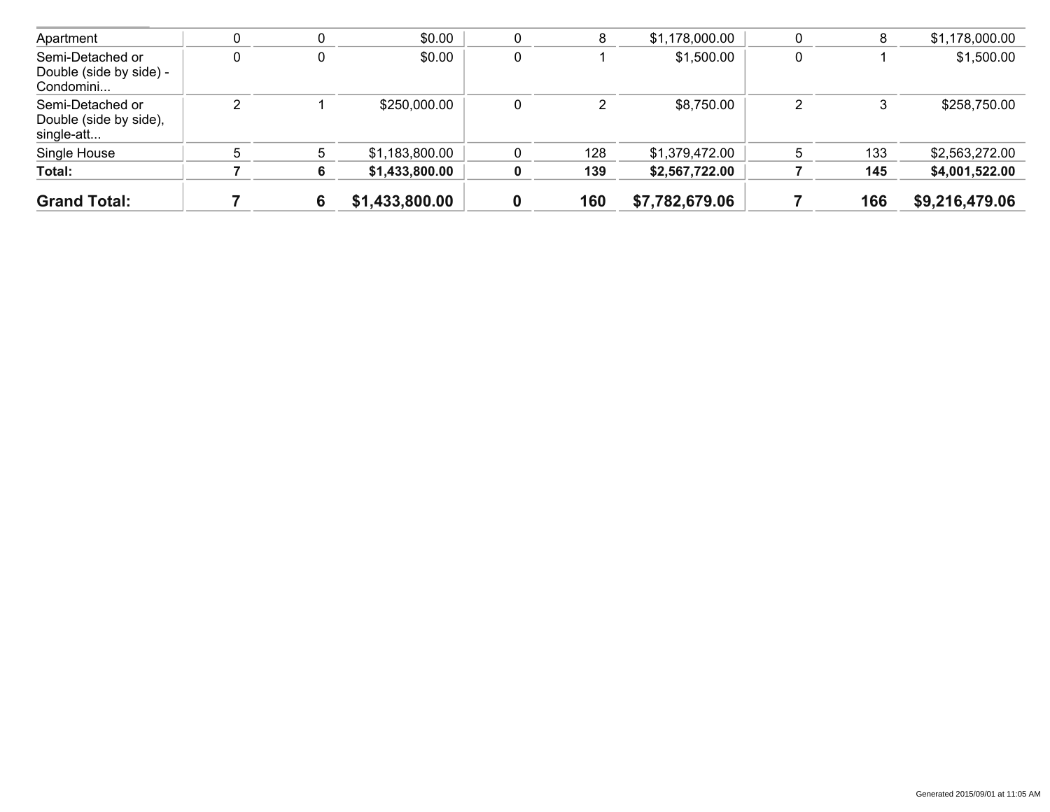| | | | | | | | | | |
|---|---|---|---|---|---|---|---|---|---|
| Apartment | 0 | 0 | $0.00 | 0 | 8 | $1,178,000.00 | 0 | 8 | $1,178,000.00 |
| Semi-Detached or Double (side by side) - Condomini... | 0 | 0 | $0.00 | 0 | 1 | $1,500.00 | 0 | 1 | $1,500.00 |
| Semi-Detached or Double (side by side), single-att... | 2 | 1 | $250,000.00 | 0 | 2 | $8,750.00 | 2 | 3 | $258,750.00 |
| Single House | 5 | 5 | $1,183,800.00 | 0 | 128 | $1,379,472.00 | 5 | 133 | $2,563,272.00 |
| **Total:** | **7** | **6** | **$1,433,800.00** | **0** | **139** | **$2,567,722.00** | **7** | **145** | **$4,001,522.00** |
| **Grand Total:** | **7** | **6** | **$1,433,800.00** | **0** | **160** | **$7,782,679.06** | **7** | **166** | **$9,216,479.06** |

Generated 2015/09/01 at 11:05 AM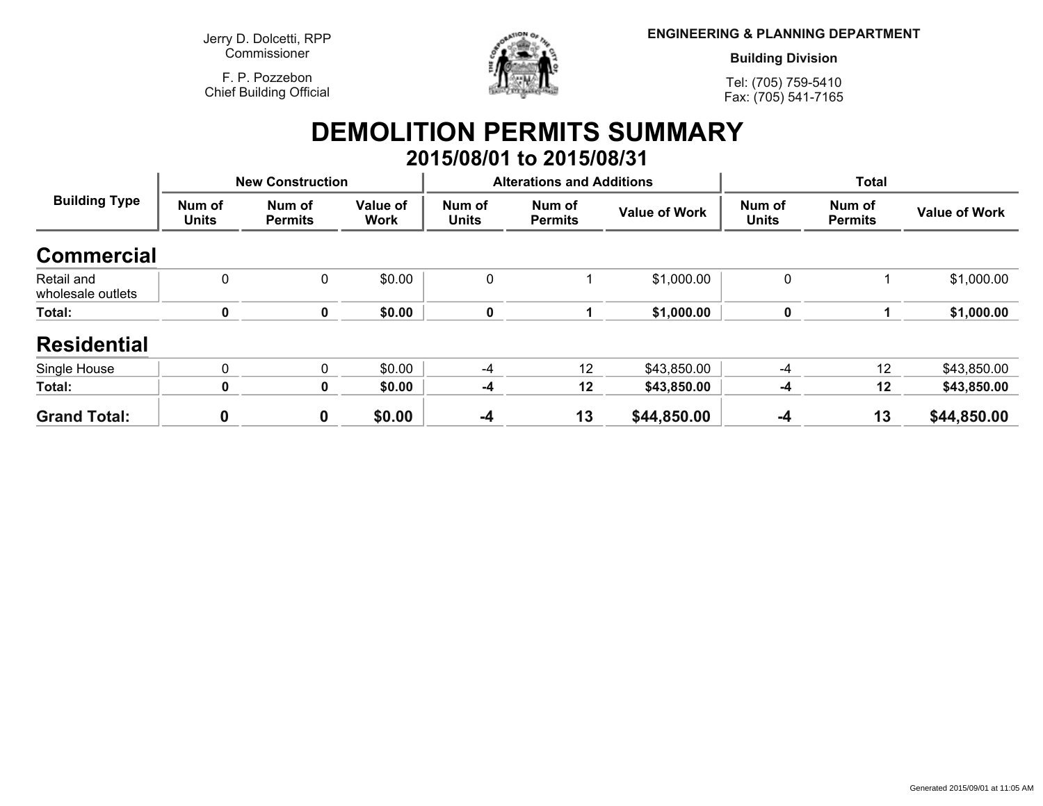Jerry D. Dolcetti, RPP
Commissioner

F. P. Pozzebon
Chief Building Official

**ENGINEERING & PLANNING DEPARTMENT**

**Building Division**

Tel: (705) 759-5410
Fax: (705) 541-7165

# DEMOLITION PERMITS SUMMARY

## 2015/08/01 to 2015/08/31

| Building Type | New Construction | | | Alterations and Additions | | | Total | | |
|---|---|---|---|---|---|---|---|---|---|
| | Num of Units | Num of Permits | Value of Work | Num of Units | Num of Permits | Value of Work | Num of Units | Num of Permits | Value of Work |
| **Commercial** | | | | | | | | | |
| Retail and wholesale outlets | 0 | 0 | $0.00 | 0 | 1 | $1,000.00 | 0 | 1 | $1,000.00 |
| **Total:** | **0** | **0** | **$0.00** | **0** | **1** | **$1,000.00** | **0** | **1** | **$1,000.00** |
| **Residential** | | | | | | | | | |
| Single House | 0 | 0 | $0.00 | -4 | 12 | $43,850.00 | -4 | 12 | $43,850.00 |
| **Total:** | **0** | **0** | **$0.00** | **-4** | **12** | **$43,850.00** | **-4** | **12** | **$43,850.00** |
| **Grand Total:** | **0** | **0** | **$0.00** | **-4** | **13** | **$44,850.00** | **-4** | **13** | **$44,850.00** |

Generated 2015/09/01 at 11:05 AM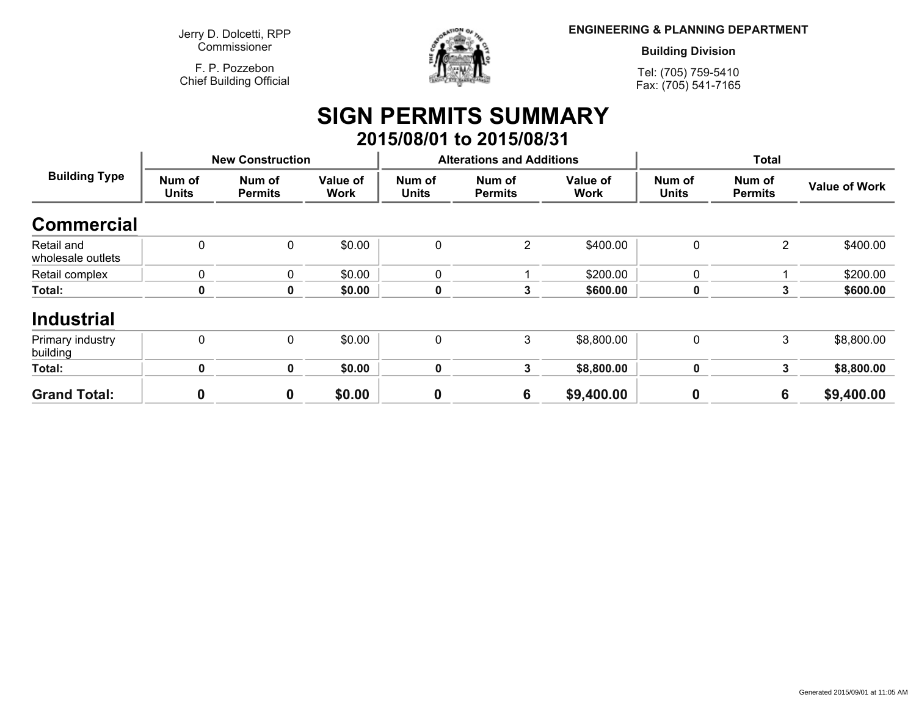Jerry D. Dolcetti, RPP
Commissioner

F. P. Pozzebon
Chief Building Official

**ENGINEERING & PLANNING DEPARTMENT**

**Building Division**

Tel: (705) 759-5410
Fax: (705) 541-7165

# SIGN PERMITS SUMMARY

## 2015/08/01 to 2015/08/31

| Building Type | New Construction | | | Alterations and Additions | | | Total | | |
|---|---|---|---|---|---|---|---|---|---|
| | Num of Units | Num of Permits | Value of Work | Num of Units | Num of Permits | Value of Work | Num of Units | Num of Permits | Value of Work |
| **Commercial** | | | | | | | | | |
| Retail and wholesale outlets | 0 | 0 | $0.00 | 0 | 2 | $400.00 | 0 | 2 | $400.00 |
| Retail complex | 0 | 0 | $0.00 | 0 | 1 | $200.00 | 0 | 1 | $200.00 |
| **Total:** | **0** | **0** | **$0.00** | **0** | **3** | **$600.00** | **0** | **3** | **$600.00** |
| **Industrial** | | | | | | | | | |
| Primary industry building | 0 | 0 | $0.00 | 0 | 3 | $8,800.00 | 0 | 3 | $8,800.00 |
| **Total:** | **0** | **0** | **$0.00** | **0** | **3** | **$8,800.00** | **0** | **3** | **$8,800.00** |
| **Grand Total:** | **0** | **0** | **$0.00** | **0** | **6** | **$9,400.00** | **0** | **6** | **$9,400.00** |

Generated 2015/09/01 at 11:05 AM